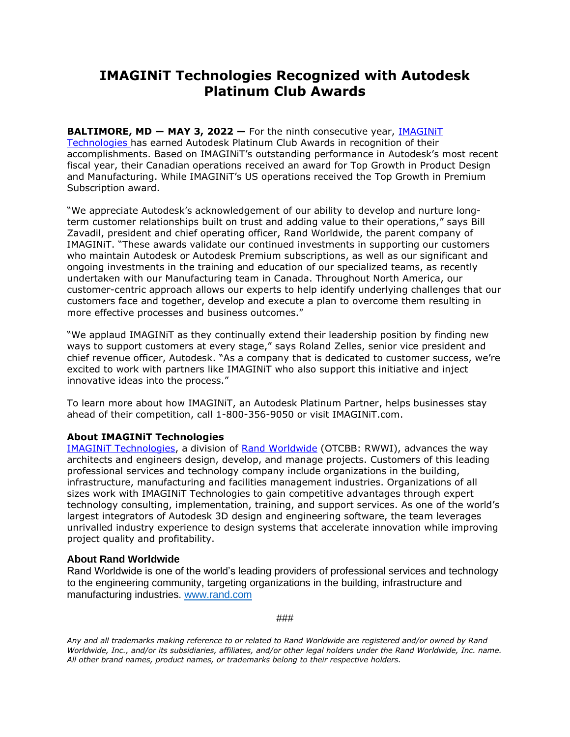# IMAGINiT Technologies Recognized with Autodesk Platinum Club Awards

**BALTIMORE, MD — MAY 3, 2022 —** For the ninth consecutive year, IMAGINiT Technologies has earned Autodesk Platinum Club Awards in recognition of their accomplishments. Based on IMAGINiT's outstanding performance in Autodesk's most recent fiscal year, their Canadian operations received an award for Top Growth in Product Design and Manufacturing. While IMAGINiT's US operations received the Top Growth in Premium Subscription award.

"We appreciate Autodesk's acknowledgement of our ability to develop and nurture long-term customer relationships built on trust and adding value to their operations," says Bill Zavadil, president and chief operating officer, Rand Worldwide, the parent company of IMAGINiT. "These awards validate our continued investments in supporting our customers who maintain Autodesk or Autodesk Premium subscriptions, as well as our significant and ongoing investments in the training and education of our specialized teams, as recently undertaken with our Manufacturing team in Canada. Throughout North America, our customer-centric approach allows our experts to help identify underlying challenges that our customers face and together, develop and execute a plan to overcome them resulting in more effective processes and business outcomes."

"We applaud IMAGINiT as they continually extend their leadership position by finding new ways to support customers at every stage," says Roland Zelles, senior vice president and chief revenue officer, Autodesk. "As a company that is dedicated to customer success, we're excited to work with partners like IMAGINiT who also support this initiative and inject innovative ideas into the process."

To learn more about how IMAGINiT, an Autodesk Platinum Partner, helps businesses stay ahead of their competition, call 1-800-356-9050 or visit IMAGINiT.com.

### About IMAGINiT Technologies

IMAGINiT Technologies, a division of Rand Worldwide (OTCBB: RWWI), advances the way architects and engineers design, develop, and manage projects. Customers of this leading professional services and technology company include organizations in the building, infrastructure, manufacturing and facilities management industries. Organizations of all sizes work with IMAGINiT Technologies to gain competitive advantages through expert technology consulting, implementation, training, and support services. As one of the world's largest integrators of Autodesk 3D design and engineering software, the team leverages unrivalled industry experience to design systems that accelerate innovation while improving project quality and profitability.

### About Rand Worldwide

Rand Worldwide is one of the world's leading providers of professional services and technology to the engineering community, targeting organizations in the building, infrastructure and manufacturing industries. www.rand.com

###

*Any and all trademarks making reference to or related to Rand Worldwide are registered and/or owned by Rand Worldwide, Inc., and/or its subsidiaries, affiliates, and/or other legal holders under the Rand Worldwide, Inc. name. All other brand names, product names, or trademarks belong to their respective holders.*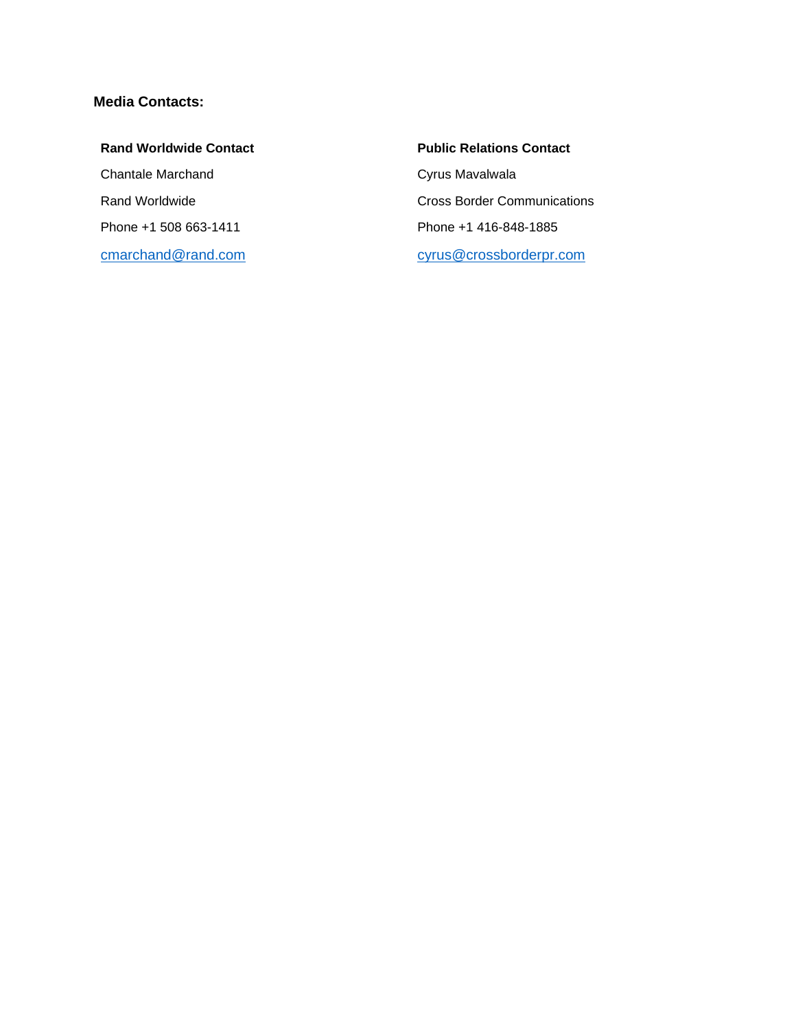**Media Contacts:**

**Rand Worldwide Contact**

Chantale Marchand

Rand Worldwide

Phone +1 508 663-1411

cmarchand@rand.com

**Public Relations Contact**

Cyrus Mavalwala

Cross Border Communications

Phone +1 416-848-1885

cyrus@crossborderpr.com